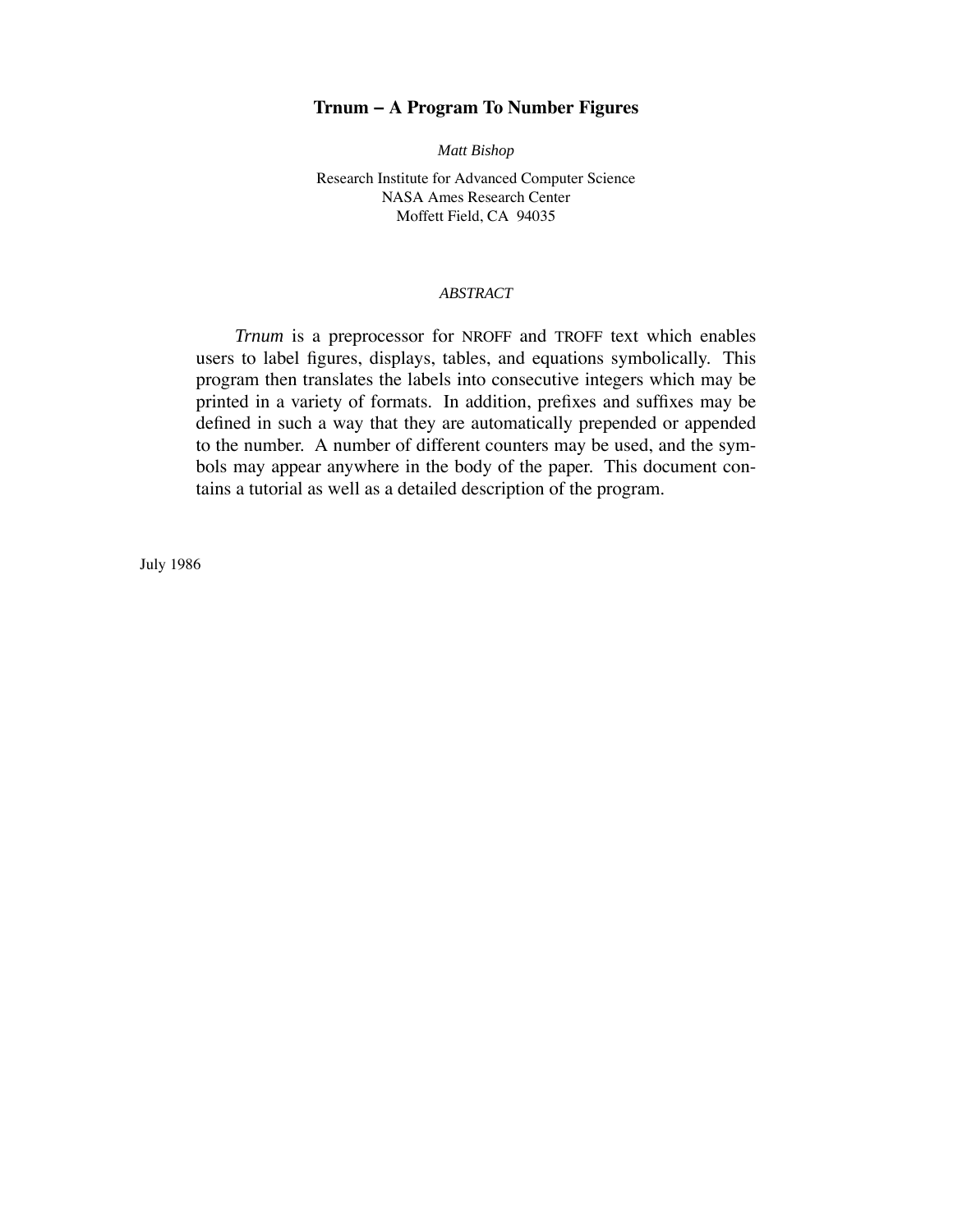# Trnum – A Program To Number Figures

*Matt Bishop*

Research Institute for Advanced Computer Science
NASA Ames Research Center
Moffett Field, CA 94035

*ABSTRACT*

*Trnum* is a preprocessor for NROFF and TROFF text which enables users to label figures, displays, tables, and equations symbolically. This program then translates the labels into consecutive integers which may be printed in a variety of formats. In addition, prefixes and suffixes may be defined in such a way that they are automatically prepended or appended to the number. A number of different counters may be used, and the symbols may appear anywhere in the body of the paper. This document contains a tutorial as well as a detailed description of the program.

July 1986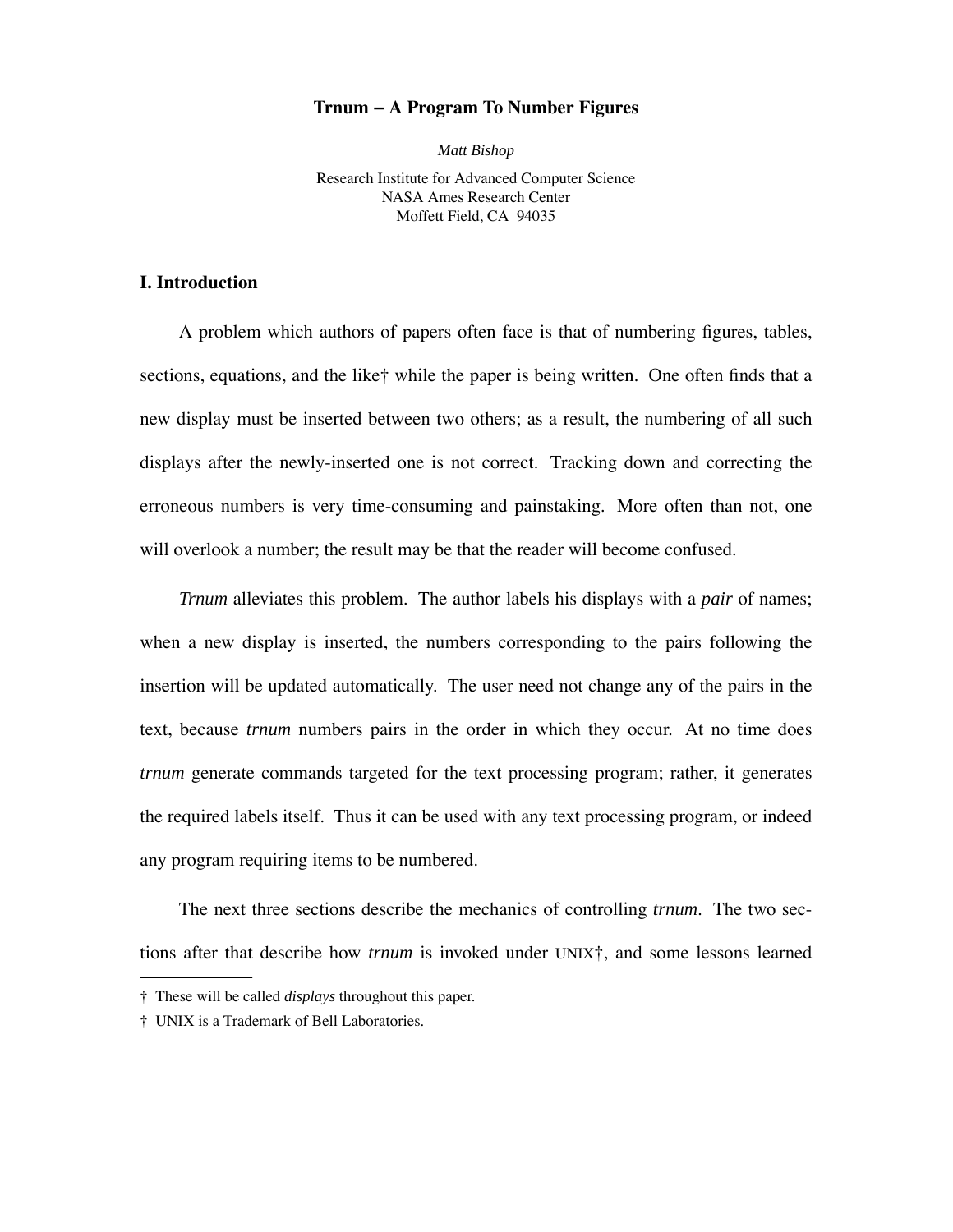# Trnum − A Program To Number Figures

*Matt Bishop*

Research Institute for Advanced Computer Science
NASA Ames Research Center
Moffett Field, CA 94035

## I. Introduction

A problem which authors of papers often face is that of numbering figures, tables, sections, equations, and the like† while the paper is being written. One often finds that a new display must be inserted between two others; as a result, the numbering of all such displays after the newly-inserted one is not correct. Tracking down and correcting the erroneous numbers is very time-consuming and painstaking. More often than not, one will overlook a number; the result may be that the reader will become confused.

*Trnum* alleviates this problem. The author labels his displays with a *pair* of names; when a new display is inserted, the numbers corresponding to the pairs following the insertion will be updated automatically. The user need not change any of the pairs in the text, because *trnum* numbers pairs in the order in which they occur. At no time does *trnum* generate commands targeted for the text processing program; rather, it generates the required labels itself. Thus it can be used with any text processing program, or indeed any program requiring items to be numbered.

The next three sections describe the mechanics of controlling *trnum*. The two sections after that describe how *trnum* is invoked under UNIX†, and some lessons learned

† These will be called *displays* throughout this paper.

† UNIX is a Trademark of Bell Laboratories.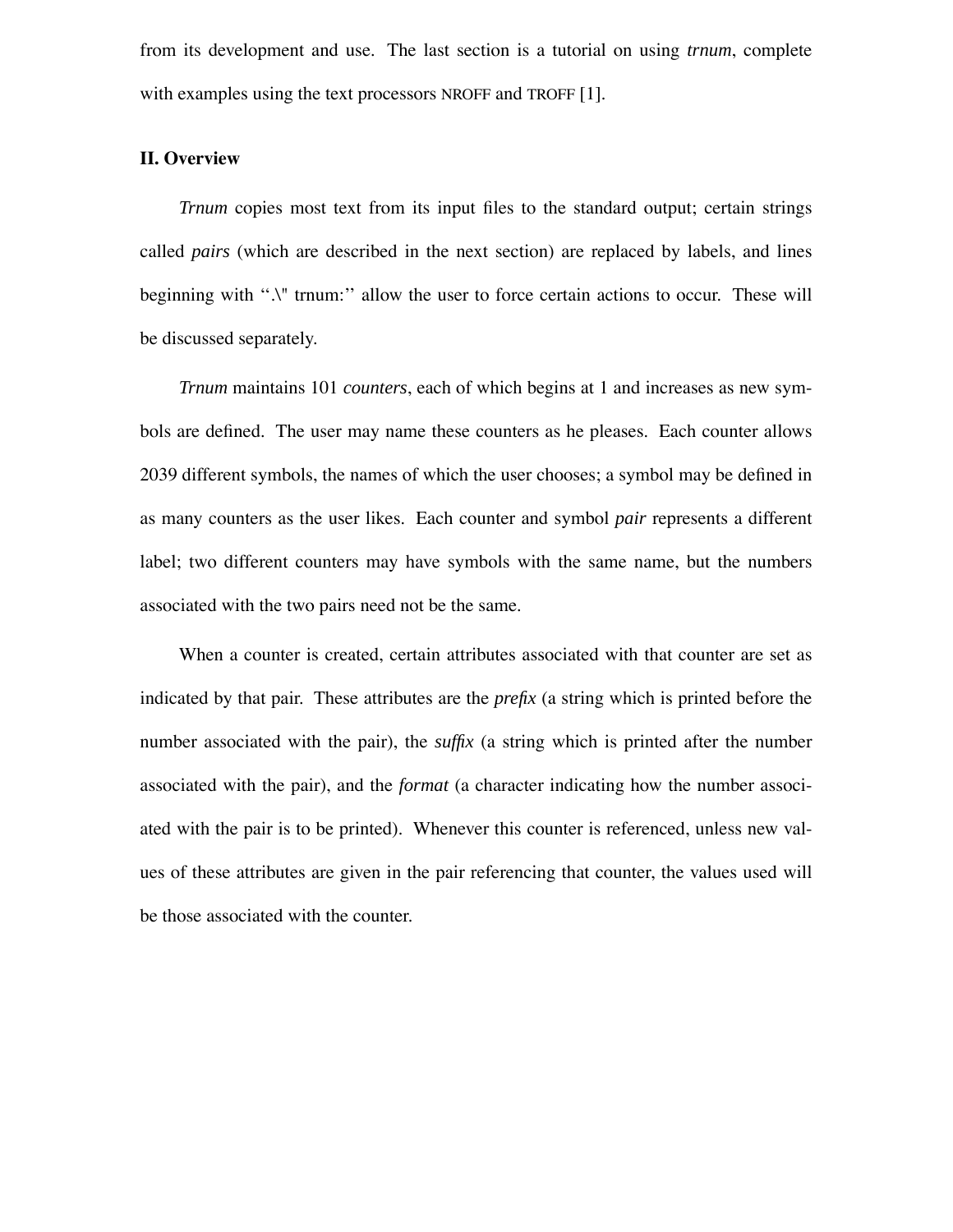from its development and use. The last section is a tutorial on using *trnum*, complete with examples using the text processors NROFF and TROFF [1].

## II. Overview

*Trnum* copies most text from its input files to the standard output; certain strings called *pairs* (which are described in the next section) are replaced by labels, and lines beginning with ".\" trnum:" allow the user to force certain actions to occur. These will be discussed separately.

*Trnum* maintains 101 *counters*, each of which begins at 1 and increases as new symbols are defined. The user may name these counters as he pleases. Each counter allows 2039 different symbols, the names of which the user chooses; a symbol may be defined in as many counters as the user likes. Each counter and symbol *pair* represents a different label; two different counters may have symbols with the same name, but the numbers associated with the two pairs need not be the same.

When a counter is created, certain attributes associated with that counter are set as indicated by that pair. These attributes are the *prefix* (a string which is printed before the number associated with the pair), the *suffix* (a string which is printed after the number associated with the pair), and the *format* (a character indicating how the number associated with the pair is to be printed). Whenever this counter is referenced, unless new values of these attributes are given in the pair referencing that counter, the values used will be those associated with the counter.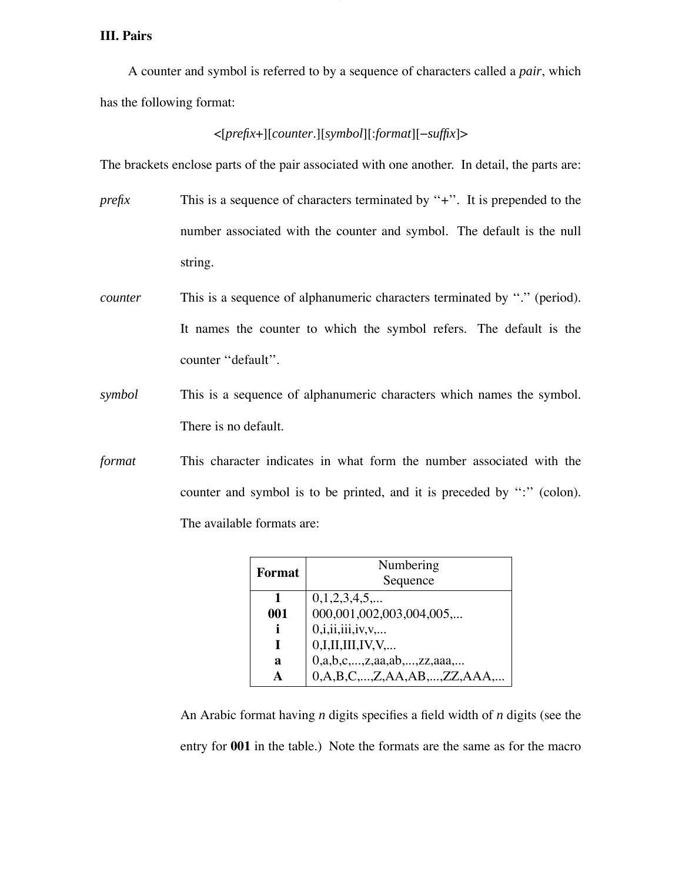### III. Pairs

A counter and symbol is referred to by a sequence of characters called a *pair*, which has the following format:

<[*prefix*+][*counter*.][*symbol*][:*format*][−*suffix*]>

The brackets enclose parts of the pair associated with one another. In detail, the parts are:

*prefix* This is a sequence of characters terminated by "+". It is prepended to the number associated with the counter and symbol. The default is the null string.

*counter* This is a sequence of alphanumeric characters terminated by "." (period). It names the counter to which the symbol refers. The default is the counter "default".

*symbol* This is a sequence of alphanumeric characters which names the symbol. There is no default.

*format* This character indicates in what form the number associated with the counter and symbol is to be printed, and it is preceded by ":" (colon). The available formats are:

| **Format** | Numbering Sequence |
|---|---|
| **1** | 0,1,2,3,4,5,... |
| **001** | 000,001,002,003,004,005,... |
| **i** | 0,i,ii,iii,iv,v,... |
| **I** | 0,I,II,III,IV,V,... |
| **a** | 0,a,b,c,...,z,aa,ab,...,zz,aaa,... |
| **A** | 0,A,B,C,...,Z,AA,AB,...,ZZ,AAA,... |

An Arabic format having *n* digits specifies a field width of *n* digits (see the entry for **001** in the table.) Note the formats are the same as for the macro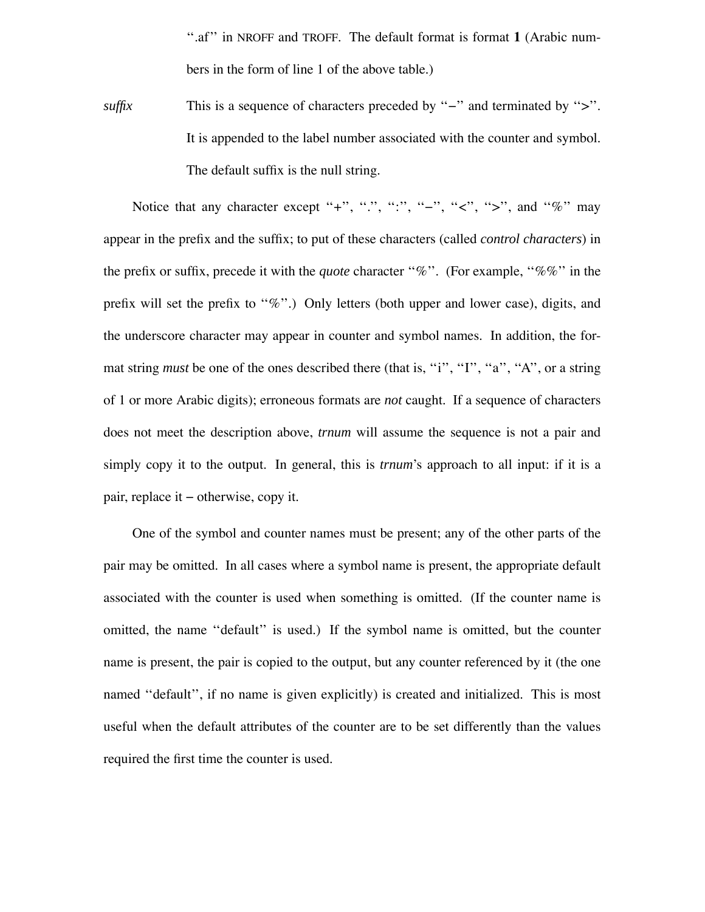".af" in NROFF and TROFF. The default format is format **1** (Arabic numbers in the form of line 1 of the above table.)

*suffix* This is a sequence of characters preceded by "−" and terminated by ">". It is appended to the label number associated with the counter and symbol. The default suffix is the null string.

Notice that any character except "+", ".", ":", "−", "<", ">", and "%" may appear in the prefix and the suffix; to put of these characters (called *control characters*) in the prefix or suffix, precede it with the *quote* character "%". (For example, "%%" in the prefix will set the prefix to "%".) Only letters (both upper and lower case), digits, and the underscore character may appear in counter and symbol names. In addition, the format string *must* be one of the ones described there (that is, "i", "I", "a", "A", or a string of 1 or more Arabic digits); erroneous formats are *not* caught. If a sequence of characters does not meet the description above, *trnum* will assume the sequence is not a pair and simply copy it to the output. In general, this is *trnum*'s approach to all input: if it is a pair, replace it − otherwise, copy it.

One of the symbol and counter names must be present; any of the other parts of the pair may be omitted. In all cases where a symbol name is present, the appropriate default associated with the counter is used when something is omitted. (If the counter name is omitted, the name "default" is used.) If the symbol name is omitted, but the counter name is present, the pair is copied to the output, but any counter referenced by it (the one named "default", if no name is given explicitly) is created and initialized. This is most useful when the default attributes of the counter are to be set differently than the values required the first time the counter is used.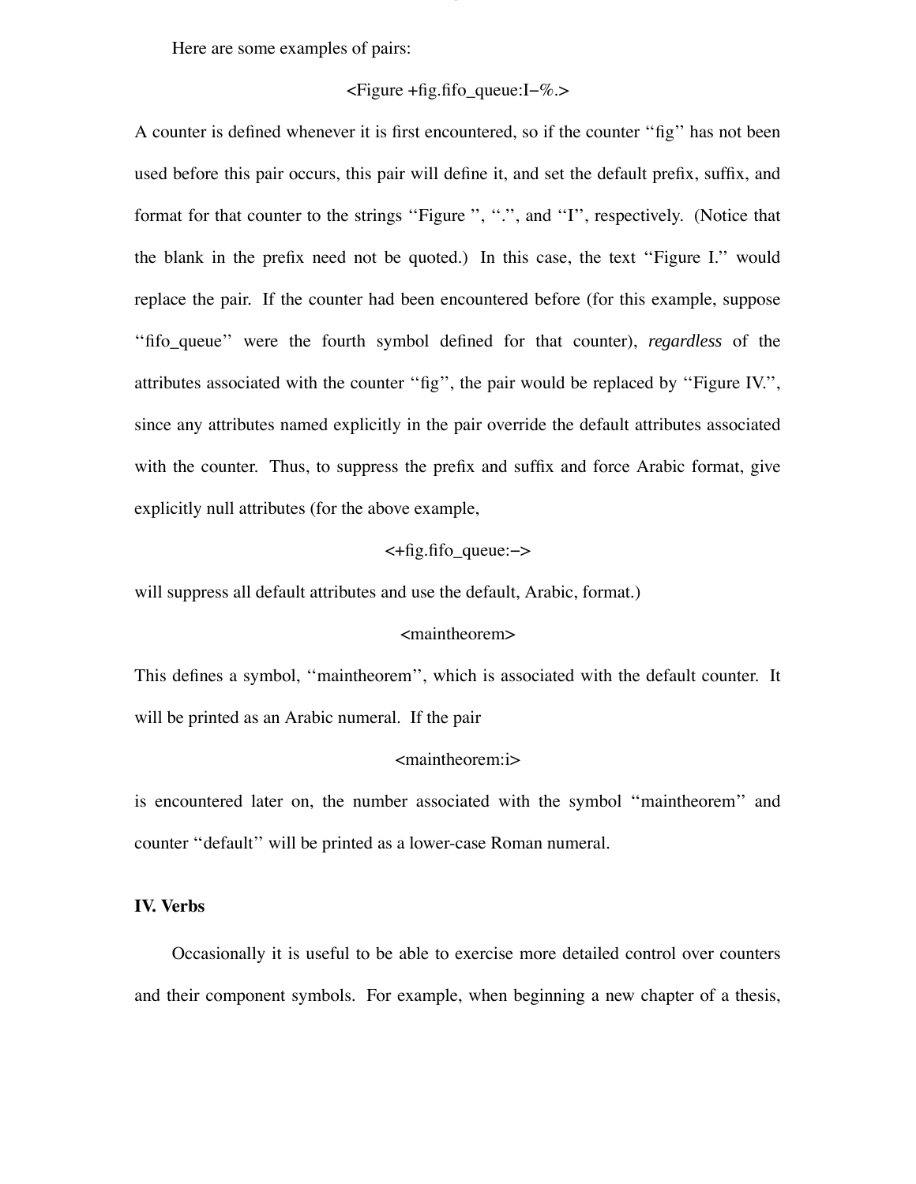Here are some examples of pairs:

<Figure +fig.fifo_queue:I−%.>

A counter is defined whenever it is first encountered, so if the counter ‘‘fig’’ has not been used before this pair occurs, this pair will define it, and set the default prefix, suffix, and format for that counter to the strings ‘‘Figure ’’, ‘‘.’’, and ‘‘I’’, respectively. (Notice that the blank in the prefix need not be quoted.) In this case, the text ‘‘Figure I.’’ would replace the pair. If the counter had been encountered before (for this example, suppose ‘‘fifo_queue’’ were the fourth symbol defined for that counter), *regardless* of the attributes associated with the counter ‘‘fig’’, the pair would be replaced by ‘‘Figure IV.’’, since any attributes named explicitly in the pair override the default attributes associated with the counter. Thus, to suppress the prefix and suffix and force Arabic format, give explicitly null attributes (for the above example,

<+fig.fifo_queue:−>

will suppress all default attributes and use the default, Arabic, format.)

<maintheorem>

This defines a symbol, ‘‘maintheorem’’, which is associated with the default counter. It will be printed as an Arabic numeral. If the pair

<maintheorem:i>

is encountered later on, the number associated with the symbol ‘‘maintheorem’’ and counter ‘‘default’’ will be printed as a lower-case Roman numeral.

**IV. Verbs**

Occasionally it is useful to be able to exercise more detailed control over counters and their component symbols. For example, when beginning a new chapter of a thesis,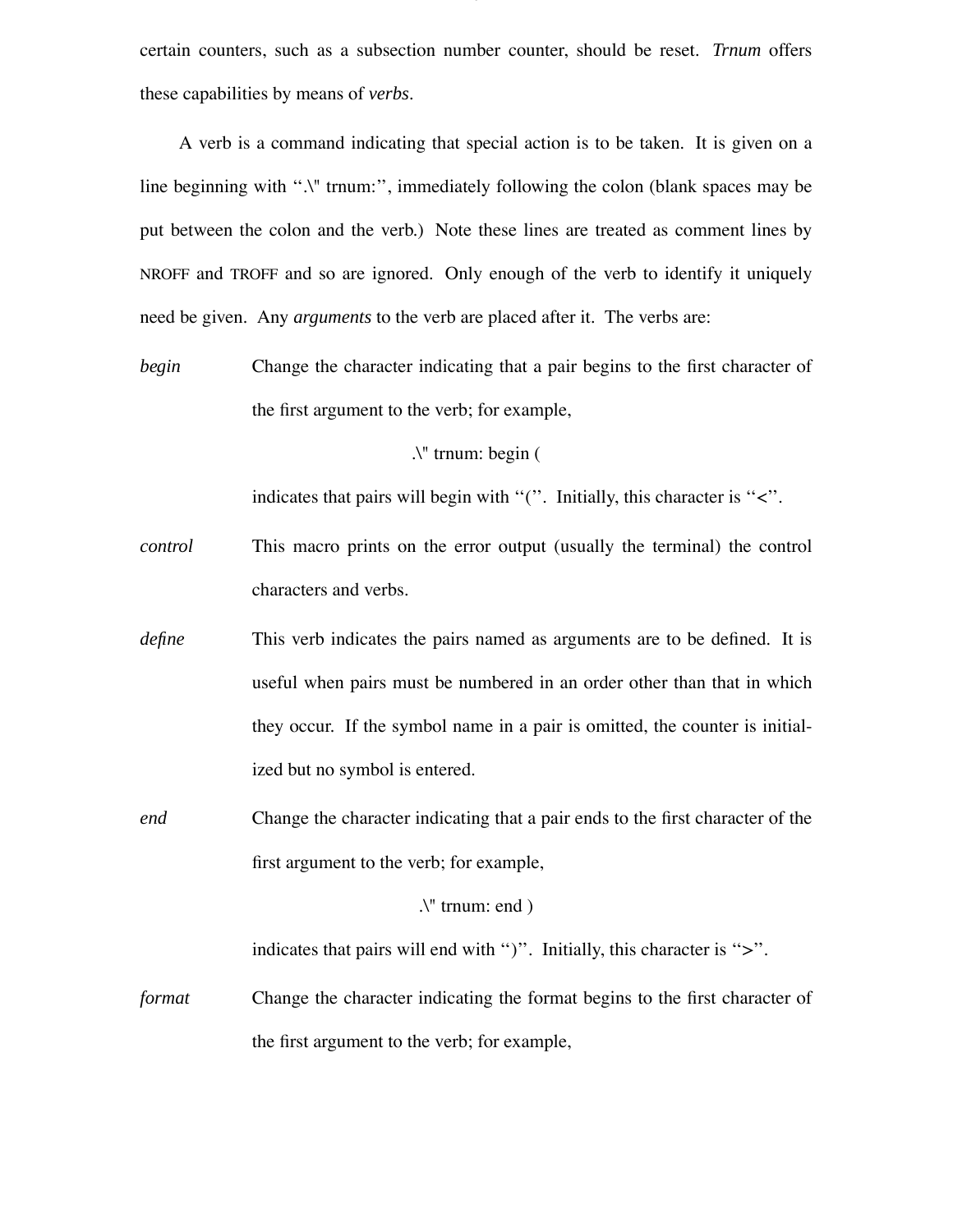certain counters, such as a subsection number counter, should be reset. *Trnum* offers these capabilities by means of *verbs*.

A verb is a command indicating that special action is to be taken. It is given on a line beginning with ‘‘.\" trnum:’’, immediately following the colon (blank spaces may be put between the colon and the verb.) Note these lines are treated as comment lines by NROFF and TROFF and so are ignored. Only enough of the verb to identify it uniquely need be given. Any *arguments* to the verb are placed after it. The verbs are:

*begin* Change the character indicating that a pair begins to the first character of the first argument to the verb; for example,

```
.\" trnum: begin (
```

indicates that pairs will begin with ‘‘(’’. Initially, this character is ‘‘<’’.

*control* This macro prints on the error output (usually the terminal) the control characters and verbs.

*define* This verb indicates the pairs named as arguments are to be defined. It is useful when pairs must be numbered in an order other than that in which they occur. If the symbol name in a pair is omitted, the counter is initialized but no symbol is entered.

*end* Change the character indicating that a pair ends to the first character of the first argument to the verb; for example,

```
.\" trnum: end )
```

indicates that pairs will end with ‘‘)’’. Initially, this character is ‘‘>’’.

*format* Change the character indicating the format begins to the first character of the first argument to the verb; for example,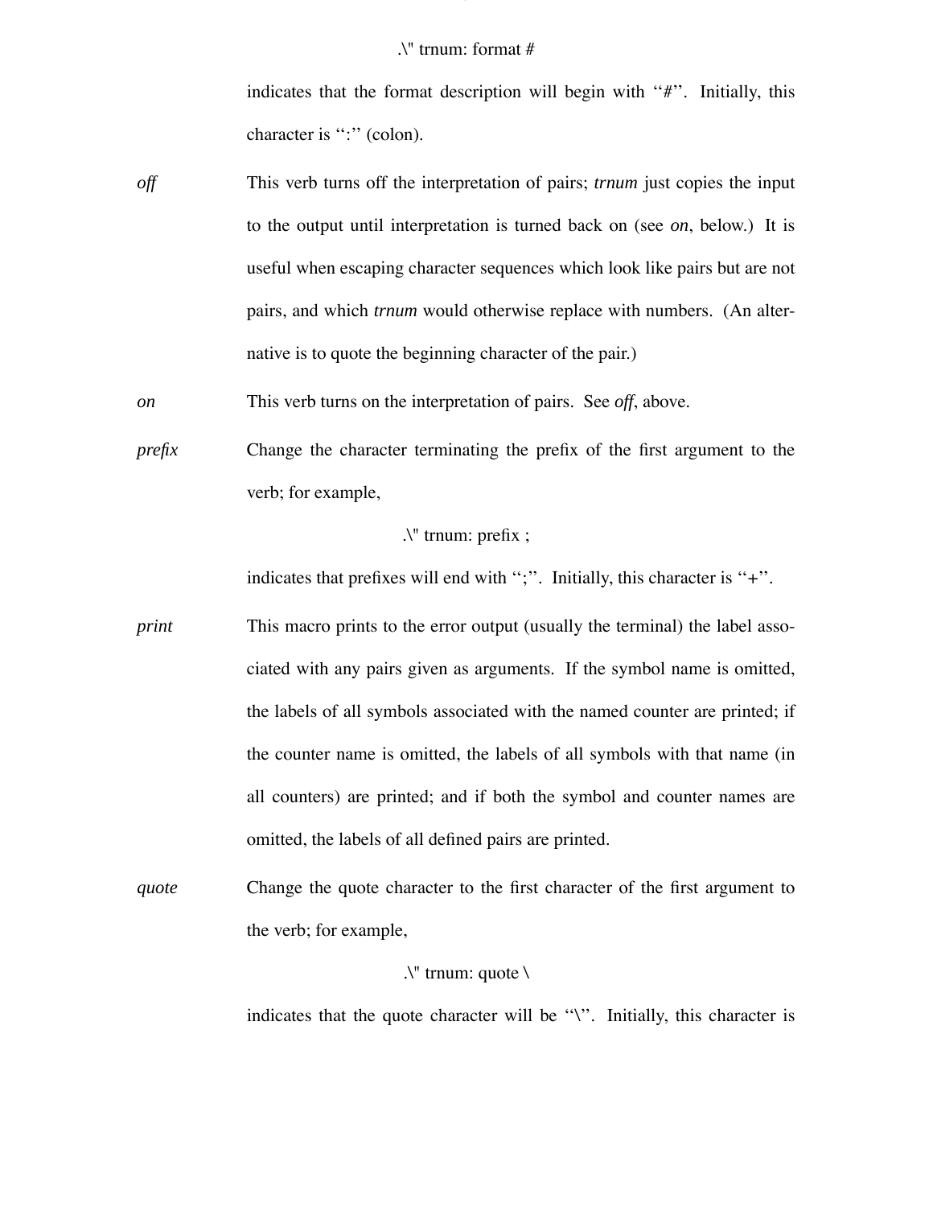.\" trnum: format #

indicates that the format description will begin with ‘‘#’’. Initially, this character is ‘‘:’’ (colon).

*off*
: This verb turns off the interpretation of pairs; *trnum* just copies the input to the output until interpretation is turned back on (see *on*, below.) It is useful when escaping character sequences which look like pairs but are not pairs, and which *trnum* would otherwise replace with numbers. (An alternative is to quote the beginning character of the pair.)

*on*
: This verb turns on the interpretation of pairs. See *off*, above.

*prefix*
: Change the character terminating the prefix of the first argument to the verb; for example,

.\" trnum: prefix ;

indicates that prefixes will end with ‘‘;’’. Initially, this character is ‘‘+’’.

*print*
: This macro prints to the error output (usually the terminal) the label associated with any pairs given as arguments. If the symbol name is omitted, the labels of all symbols associated with the named counter are printed; if the counter name is omitted, the labels of all symbols with that name (in all counters) are printed; and if both the symbol and counter names are omitted, the labels of all defined pairs are printed.

*quote*
: Change the quote character to the first character of the first argument to the verb; for example,

.\" trnum: quote \

indicates that the quote character will be ‘‘\’’. Initially, this character is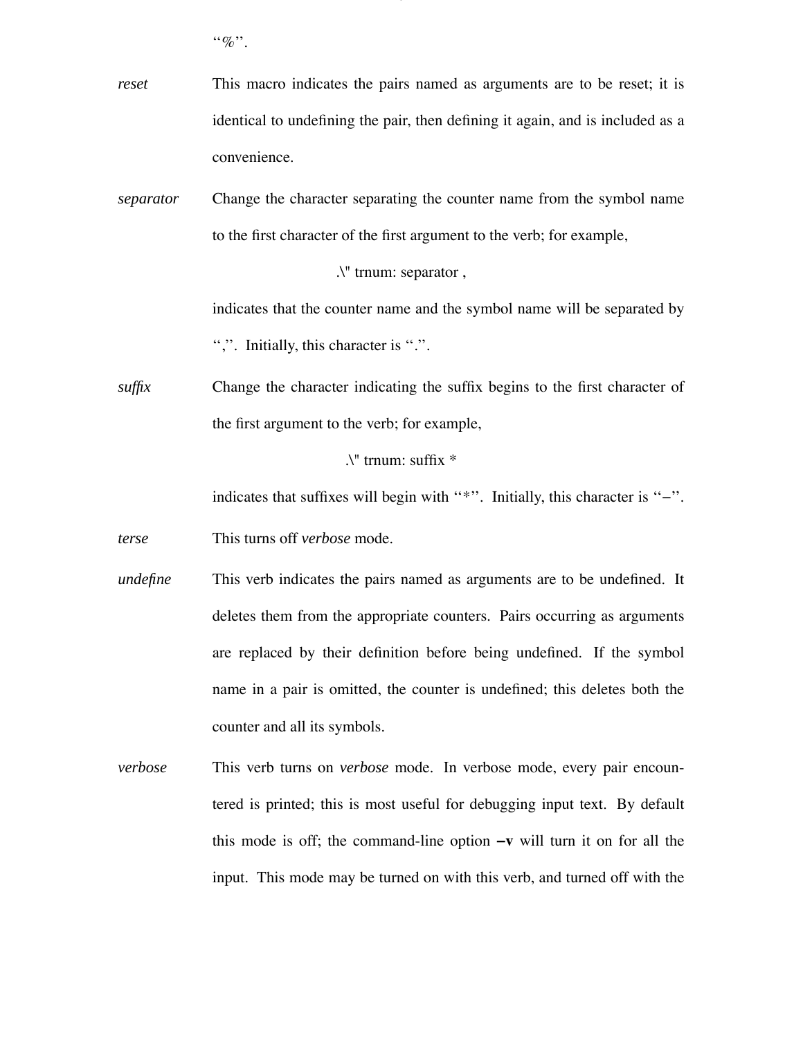"%".

*reset* This macro indicates the pairs named as arguments are to be reset; it is identical to undefining the pair, then defining it again, and is included as a convenience.

*separator* Change the character separating the counter name from the symbol name to the first character of the first argument to the verb; for example,

```
.\" trnum: separator ,
```

indicates that the counter name and the symbol name will be separated by ",". Initially, this character is ".".

*suffix* Change the character indicating the suffix begins to the first character of the first argument to the verb; for example,

```
.\" trnum: suffix *
```

indicates that suffixes will begin with "*". Initially, this character is "–".

*terse* This turns off *verbose* mode.

*undefine* This verb indicates the pairs named as arguments are to be undefined. It deletes them from the appropriate counters. Pairs occurring as arguments are replaced by their definition before being undefined. If the symbol name in a pair is omitted, the counter is undefined; this deletes both the counter and all its symbols.

*verbose* This verb turns on *verbose* mode. In verbose mode, every pair encountered is printed; this is most useful for debugging input text. By default this mode is off; the command-line option **–v** will turn it on for all the input. This mode may be turned on with this verb, and turned off with the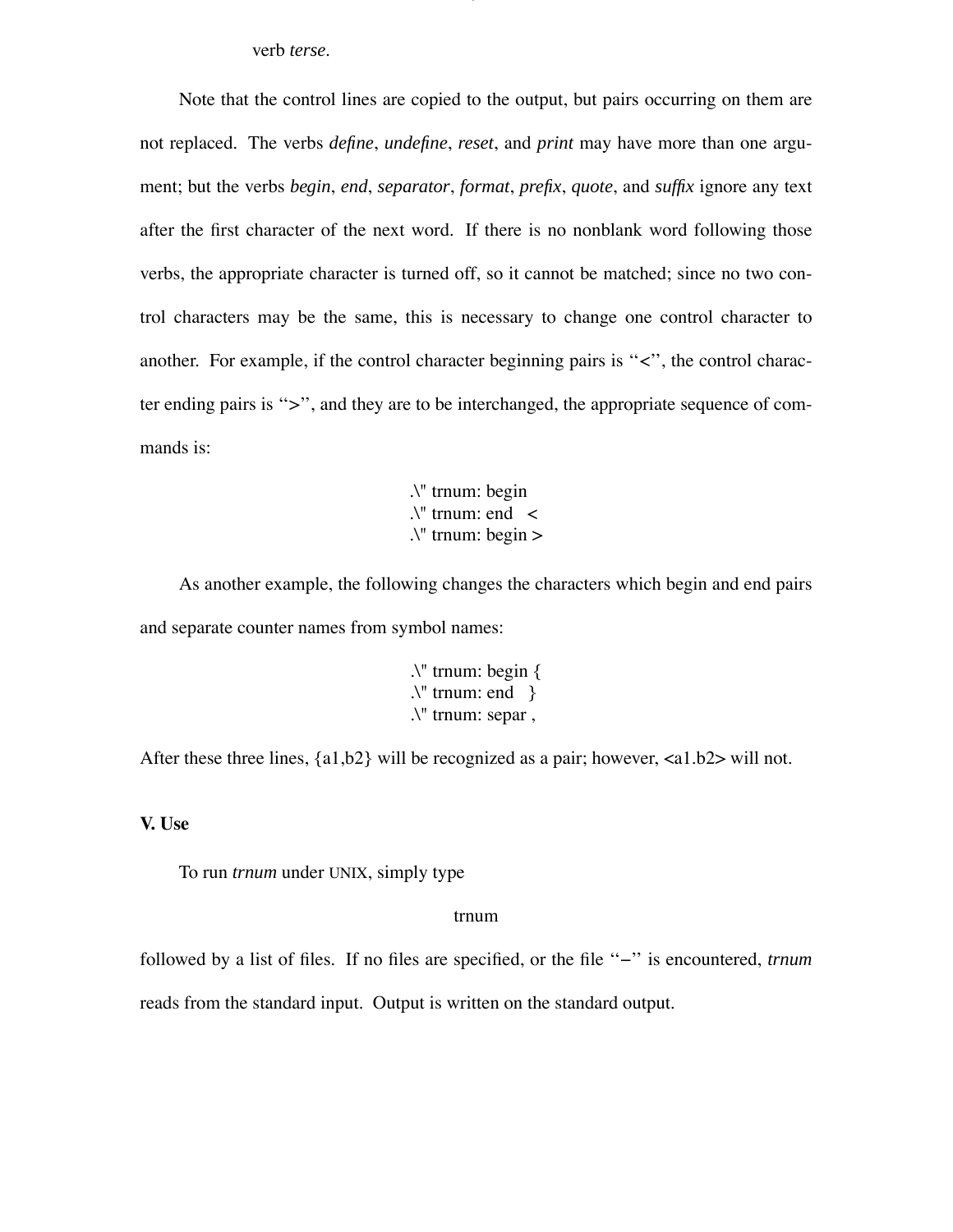verb *terse*.

Note that the control lines are copied to the output, but pairs occurring on them are not replaced. The verbs *define*, *undefine*, *reset*, and *print* may have more than one argument; but the verbs *begin*, *end*, *separator*, *format*, *prefix*, *quote*, and *suffix* ignore any text after the first character of the next word. If there is no nonblank word following those verbs, the appropriate character is turned off, so it cannot be matched; since no two control characters may be the same, this is necessary to change one control character to another. For example, if the control character beginning pairs is "<", the control character ending pairs is ">", and they are to be interchanged, the appropriate sequence of commands is:

```
.\" trnum: begin
.\" trnum: end   <
.\" trnum: begin >
```

As another example, the following changes the characters which begin and end pairs and separate counter names from symbol names:

```
.\" trnum: begin {
.\" trnum: end   }
.\" trnum: separ ,
```

After these three lines, {a1,b2} will be recognized as a pair; however, <a1.b2> will not.

**V. Use**

To run *trnum* under UNIX, simply type

```
trnum
```

followed by a list of files. If no files are specified, or the file "−" is encountered, *trnum* reads from the standard input. Output is written on the standard output.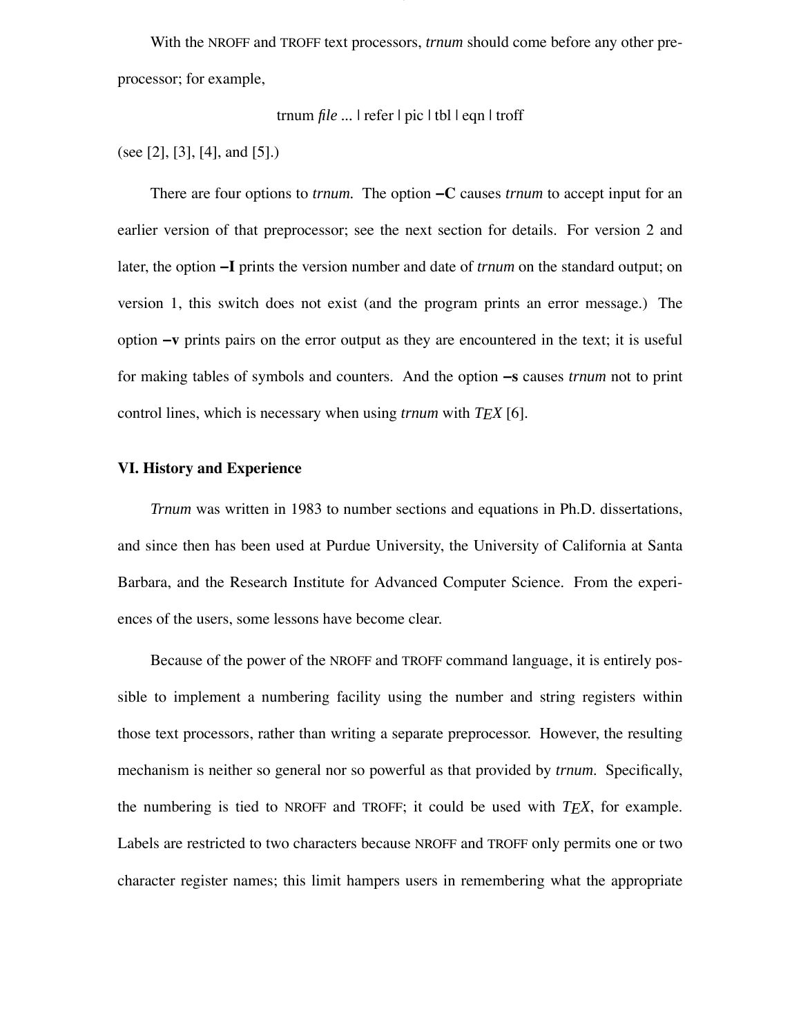With the NROFF and TROFF text processors, *trnum* should come before any other preprocessor; for example,

trnum *file* ... | refer | pic | tbl | eqn | troff

(see [2], [3], [4], and [5].)

There are four options to *trnum.* The option **−C** causes *trnum* to accept input for an earlier version of that preprocessor; see the next section for details. For version 2 and later, the option **−I** prints the version number and date of *trnum* on the standard output; on version 1, this switch does not exist (and the program prints an error message.) The option **−v** prints pairs on the error output as they are encountered in the text; it is useful for making tables of symbols and counters. And the option **−s** causes *trnum* not to print control lines, which is necessary when using *trnum* with *TEX* [6].

**VI. History and Experience**

*Trnum* was written in 1983 to number sections and equations in Ph.D. dissertations, and since then has been used at Purdue University, the University of California at Santa Barbara, and the Research Institute for Advanced Computer Science. From the experiences of the users, some lessons have become clear.

Because of the power of the NROFF and TROFF command language, it is entirely possible to implement a numbering facility using the number and string registers within those text processors, rather than writing a separate preprocessor. However, the resulting mechanism is neither so general nor so powerful as that provided by *trnum*. Specifically, the numbering is tied to NROFF and TROFF; it could be used with *TEX*, for example. Labels are restricted to two characters because NROFF and TROFF only permits one or two character register names; this limit hampers users in remembering what the appropriate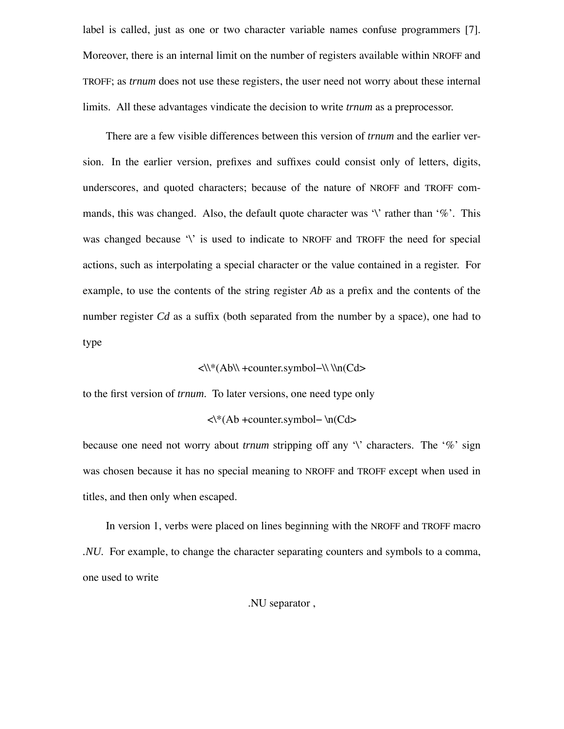label is called, just as one or two character variable names confuse programmers [7]. Moreover, there is an internal limit on the number of registers available within NROFF and TROFF; as *trnum* does not use these registers, the user need not worry about these internal limits. All these advantages vindicate the decision to write *trnum* as a preprocessor.

There are a few visible differences between this version of *trnum* and the earlier version. In the earlier version, prefixes and suffixes could consist only of letters, digits, underscores, and quoted characters; because of the nature of NROFF and TROFF commands, this was changed. Also, the default quote character was '\' rather than '%'. This was changed because '\' is used to indicate to NROFF and TROFF the need for special actions, such as interpolating a special character or the value contained in a register. For example, to use the contents of the string register *Ab* as a prefix and the contents of the number register *Cd* as a suffix (both separated from the number by a space), one had to type

```
<\\*(Ab\\ +counter.symbol−\\ \\n(Cd>
```

to the first version of *trnum*. To later versions, one need type only

```
<\*(Ab +counter.symbol− \n(Cd>
```

because one need not worry about *trnum* stripping off any '\' characters. The '%' sign was chosen because it has no special meaning to NROFF and TROFF except when used in titles, and then only when escaped.

In version 1, verbs were placed on lines beginning with the NROFF and TROFF macro *.NU*. For example, to change the character separating counters and symbols to a comma, one used to write

```
.NU separator ,
```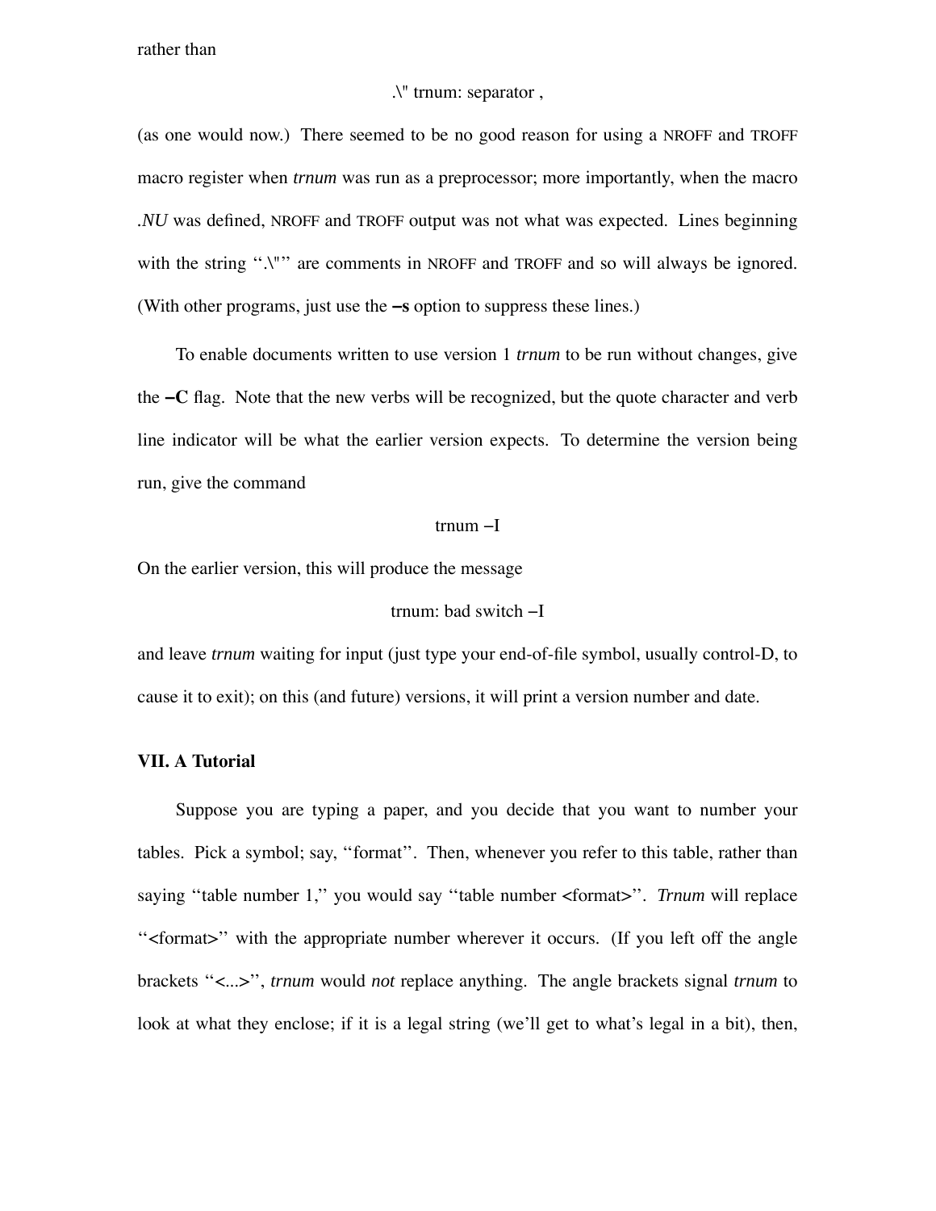rather than

.\" trnum: separator ,

(as one would now.) There seemed to be no good reason for using a NROFF and TROFF macro register when *trnum* was run as a preprocessor; more importantly, when the macro .*NU* was defined, NROFF and TROFF output was not what was expected. Lines beginning with the string ".\"" are comments in NROFF and TROFF and so will always be ignored. (With other programs, just use the **−s** option to suppress these lines.)

To enable documents written to use version 1 *trnum* to be run without changes, give the **−C** flag. Note that the new verbs will be recognized, but the quote character and verb line indicator will be what the earlier version expects. To determine the version being run, give the command

trnum −I

On the earlier version, this will produce the message

trnum: bad switch −I

and leave *trnum* waiting for input (just type your end-of-file symbol, usually control-D, to cause it to exit); on this (and future) versions, it will print a version number and date.

### VII. A Tutorial

Suppose you are typing a paper, and you decide that you want to number your tables. Pick a symbol; say, "format". Then, whenever you refer to this table, rather than saying "table number 1," you would say "table number <format>". *Trnum* will replace "<format>" with the appropriate number wherever it occurs. (If you left off the angle brackets "<...>", *trnum* would *not* replace anything. The angle brackets signal *trnum* to look at what they enclose; if it is a legal string (we'll get to what's legal in a bit), then,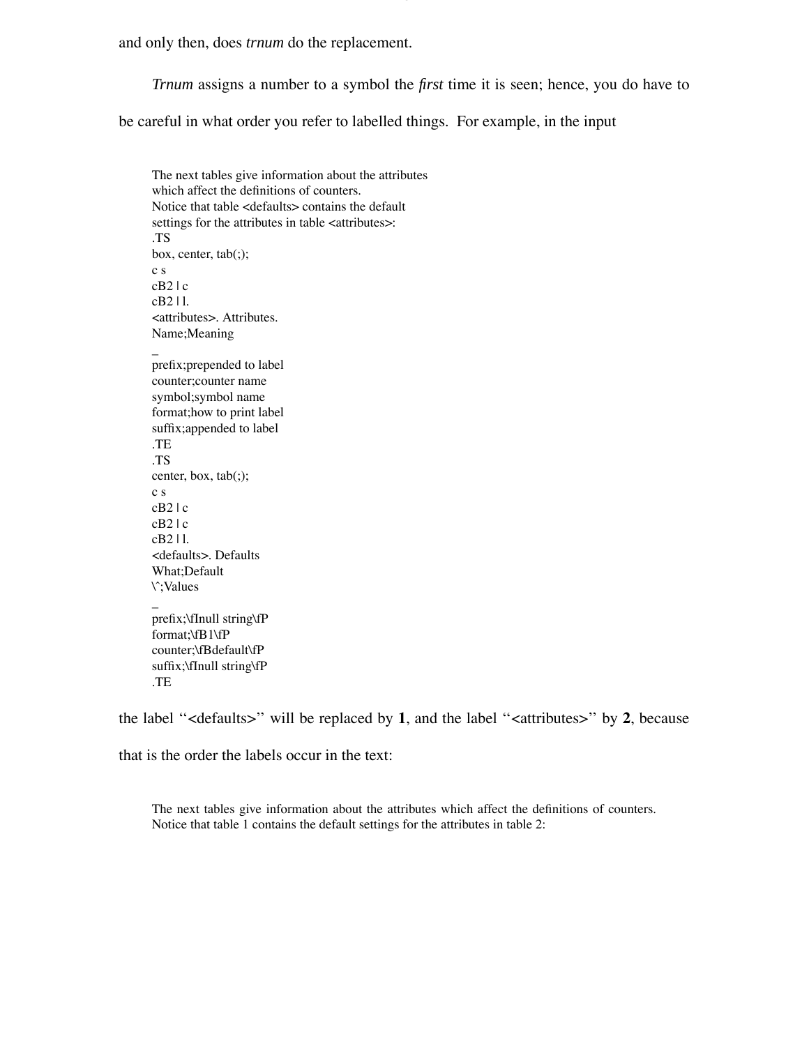and only then, does *trnum* do the replacement.

*Trnum* assigns a number to a symbol the *first* time it is seen; hence, you do have to be careful in what order you refer to labelled things. For example, in the input

```
The next tables give information about the attributes
which affect the definitions of counters.
Notice that table <defaults> contains the default
settings for the attributes in table <attributes>:
.TS
box, center, tab(;);
c s
cB2 | c
cB2 | l.
<attributes>. Attributes.
Name;Meaning
_
prefix;prepended to label
counter;counter name
symbol;symbol name
format;how to print label
suffix;appended to label
.TE
.TS
center, box, tab(;);
c s
cB2 | c
cB2 | c
cB2 | l.
<defaults>. Defaults
What;Default
\^;Values
_
prefix;\fInull string\fP
format;\fB1\fP
counter;\fBdefault\fP
suffix;\fInull string\fP
.TE
```

the label "<defaults>" will be replaced by **1**, and the label "<attributes>" by **2**, because that is the order the labels occur in the text:

```
The next tables give information about the attributes which affect the definitions of counters.
Notice that table 1 contains the default settings for the attributes in table 2:
```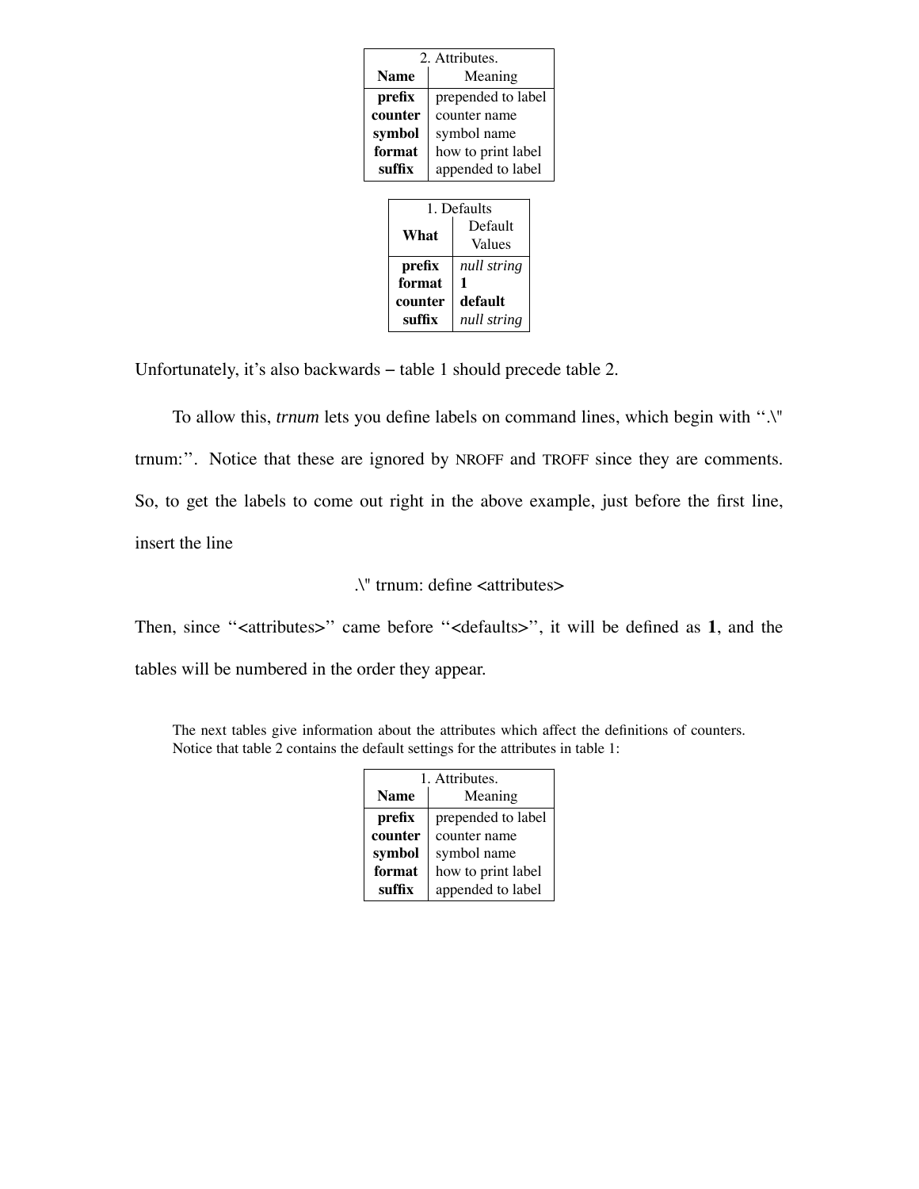| 2. Attributes. | |
|---|---|
| **Name** | Meaning |
| **prefix** | prepended to label |
| **counter** | counter name |
| **symbol** | symbol name |
| **format** | how to print label |
| **suffix** | appended to label |

| 1. Defaults | |
|---|---|
| **What** | Default Values |
| **prefix** | *null string* |
| **format** | **1** |
| **counter** | **default** |
| **suffix** | *null string* |

Unfortunately, it's also backwards – table 1 should precede table 2.

To allow this, *trnum* lets you define labels on command lines, which begin with ".\" trnum:". Notice that these are ignored by NROFF and TROFF since they are comments. So, to get the labels to come out right in the above example, just before the first line, insert the line

.\" trnum: define <attributes>

Then, since "<attributes>" came before "<defaults>", it will be defined as **1**, and the tables will be numbered in the order they appear.

The next tables give information about the attributes which affect the definitions of counters. Notice that table 2 contains the default settings for the attributes in table 1:

| 1. Attributes. | |
|---|---|
| **Name** | Meaning |
| **prefix** | prepended to label |
| **counter** | counter name |
| **symbol** | symbol name |
| **format** | how to print label |
| **suffix** | appended to label |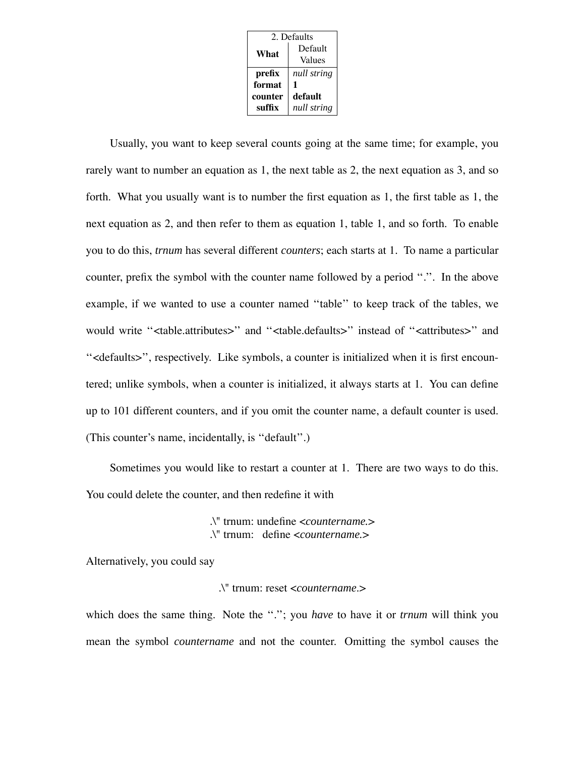| 2. Defaults | |
|---|---|
| **What** | Default Values |
| **prefix** | *null string* |
| **format** | **1** |
| **counter** | **default** |
| **suffix** | *null string* |

Usually, you want to keep several counts going at the same time; for example, you rarely want to number an equation as 1, the next table as 2, the next equation as 3, and so forth. What you usually want is to number the first equation as 1, the first table as 1, the next equation as 2, and then refer to them as equation 1, table 1, and so forth. To enable you to do this, *trnum* has several different *counters*; each starts at 1. To name a particular counter, prefix the symbol with the counter name followed by a period ‘‘.’’. In the above example, if we wanted to use a counter named ‘‘table’’ to keep track of the tables, we would write ‘‘<table.attributes>’’ and ‘‘<table.defaults>’’ instead of ‘‘<attributes>’’ and ‘‘<defaults>’’, respectively. Like symbols, a counter is initialized when it is first encountered; unlike symbols, when a counter is initialized, it always starts at 1. You can define up to 101 different counters, and if you omit the counter name, a default counter is used. (This counter’s name, incidentally, is ‘‘default’’.)

Sometimes you would like to restart a counter at 1. There are two ways to do this. You could delete the counter, and then redefine it with

```
.\" trnum: undefine <countername.>
.\" trnum:   define <countername.>
```

Alternatively, you could say

```
.\" trnum: reset <countername.>
```

which does the same thing. Note the ‘‘.’’; you *have* to have it or *trnum* will think you mean the symbol *countername* and not the counter. Omitting the symbol causes the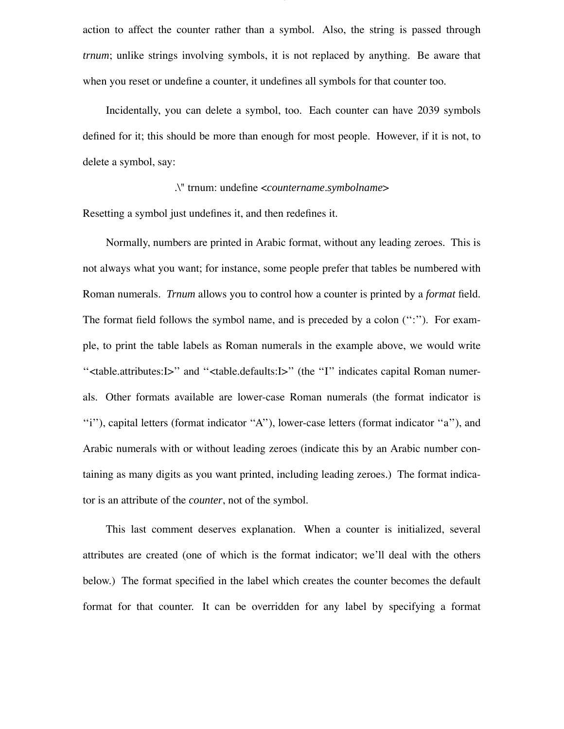action to affect the counter rather than a symbol. Also, the string is passed through *trnum*; unlike strings involving symbols, it is not replaced by anything. Be aware that when you reset or undefine a counter, it undefines all symbols for that counter too.

Incidentally, you can delete a symbol, too. Each counter can have 2039 symbols defined for it; this should be more than enough for most people. However, if it is not, to delete a symbol, say:

.\" trnum: undefine <*countername.symbolname*>

Resetting a symbol just undefines it, and then redefines it.

Normally, numbers are printed in Arabic format, without any leading zeroes. This is not always what you want; for instance, some people prefer that tables be numbered with Roman numerals. *Trnum* allows you to control how a counter is printed by a *format* field. The format field follows the symbol name, and is preceded by a colon (":"). For example, to print the table labels as Roman numerals in the example above, we would write "<table.attributes:I>" and "<table.defaults:I>" (the "I" indicates capital Roman numerals. Other formats available are lower-case Roman numerals (the format indicator is "i"), capital letters (format indicator "A"), lower-case letters (format indicator "a"), and Arabic numerals with or without leading zeroes (indicate this by an Arabic number containing as many digits as you want printed, including leading zeroes.) The format indicator is an attribute of the *counter*, not of the symbol.

This last comment deserves explanation. When a counter is initialized, several attributes are created (one of which is the format indicator; we'll deal with the others below.) The format specified in the label which creates the counter becomes the default format for that counter. It can be overridden for any label by specifying a format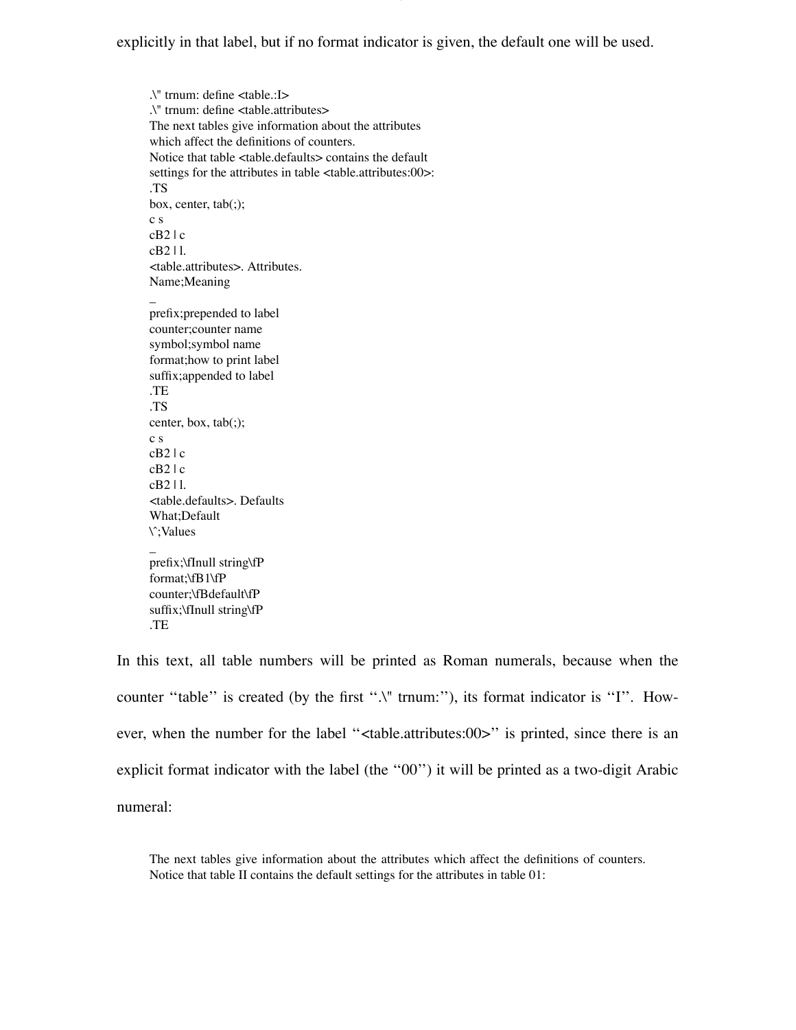explicitly in that label, but if no format indicator is given, the default one will be used.

```
.\" trnum: define <table.:I>
.\" trnum: define <table.attributes>
The next tables give information about the attributes
which affect the definitions of counters.
Notice that table <table.defaults> contains the default
settings for the attributes in table <table.attributes:00>:
.TS
box, center, tab(;);
c s
cB2 | c
cB2 | l.
<table.attributes>. Attributes.
Name;Meaning
_
prefix;prepended to label
counter;counter name
symbol;symbol name
format;how to print label
suffix;appended to label
.TE
.TS
center, box, tab(;);
c s
cB2 | c
cB2 | c
cB2 | l.
<table.defaults>. Defaults
What;Default
\^;Values
_
prefix;\fInull string\fP
format;\fB1\fP
counter;\fBdefault\fP
suffix;\fInull string\fP
.TE
```

In this text, all table numbers will be printed as Roman numerals, because when the counter ‘‘table’’ is created (by the first ‘‘.\" trnum:’’), its format indicator is ‘‘I’’. However, when the number for the label ‘‘<table.attributes:00>’’ is printed, since there is an explicit format indicator with the label (the ‘‘00’’) it will be printed as a two-digit Arabic numeral:

> The next tables give information about the attributes which affect the definitions of counters. Notice that table II contains the default settings for the attributes in table 01: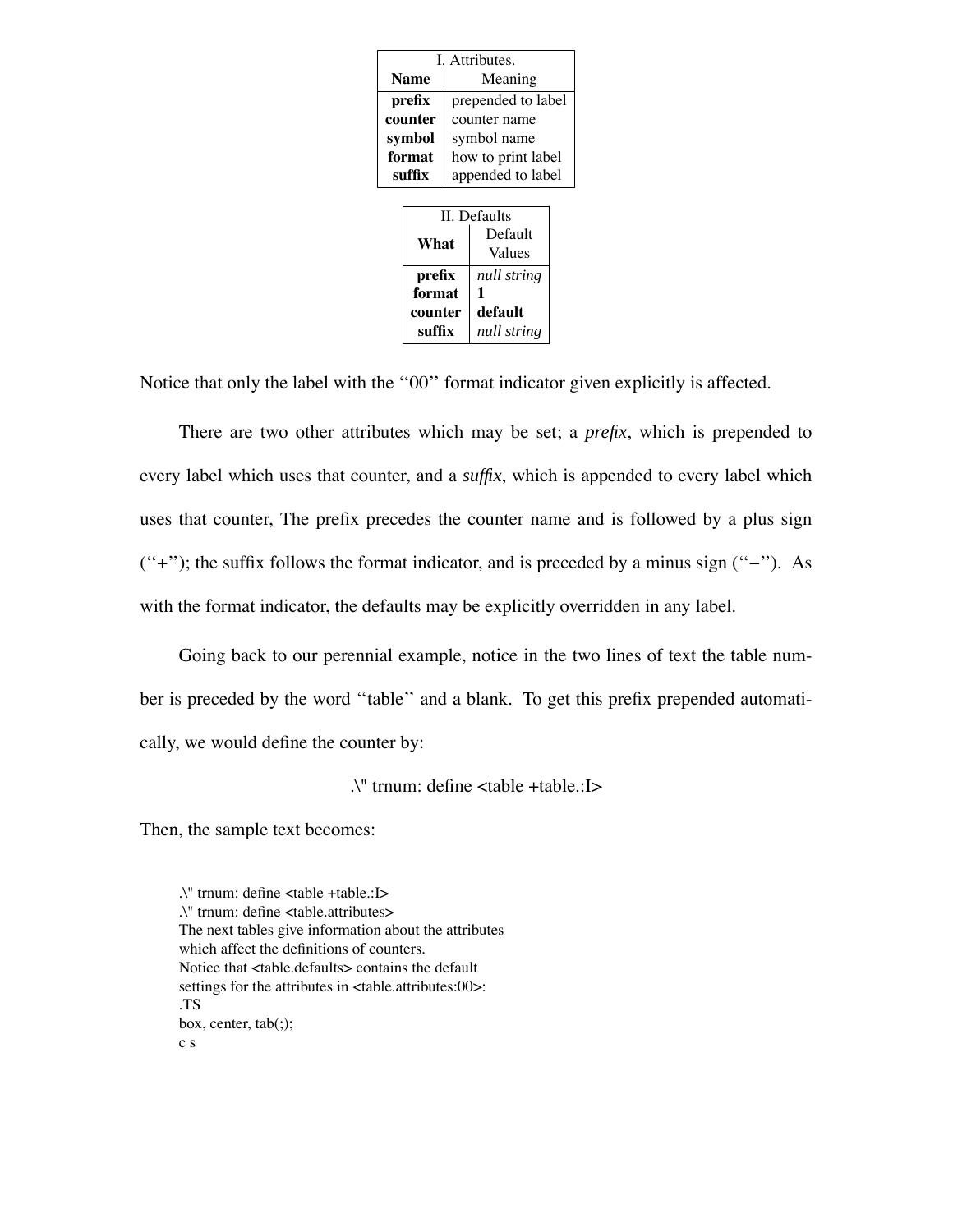| I. Attributes. | |
|---|---|
| **Name** | Meaning |
| **prefix** | prepended to label |
| **counter** | counter name |
| **symbol** | symbol name |
| **format** | how to print label |
| **suffix** | appended to label |

| II. Defaults | |
|---|---|
| **What** | Default Values |
| **prefix** | *null string* |
| **format** | **1** |
| **counter** | **default** |
| **suffix** | *null string* |

Notice that only the label with the "00" format indicator given explicitly is affected.

There are two other attributes which may be set; a *prefix*, which is prepended to every label which uses that counter, and a *suffix*, which is appended to every label which uses that counter, The prefix precedes the counter name and is followed by a plus sign ("+"); the suffix follows the format indicator, and is preceded by a minus sign ("−"). As with the format indicator, the defaults may be explicitly overridden in any label.

Going back to our perennial example, notice in the two lines of text the table number is preceded by the word "table" and a blank. To get this prefix prepended automatically, we would define the counter by:

```
.\" trnum: define <table +table.:I>
```

Then, the sample text becomes:

```
.\" trnum: define <table +table.:I>
.\" trnum: define <table.attributes>
The next tables give information about the attributes
which affect the definitions of counters.
Notice that <table.defaults> contains the default
settings for the attributes in <table.attributes:00>:
.TS
box, center, tab(;);
c s
```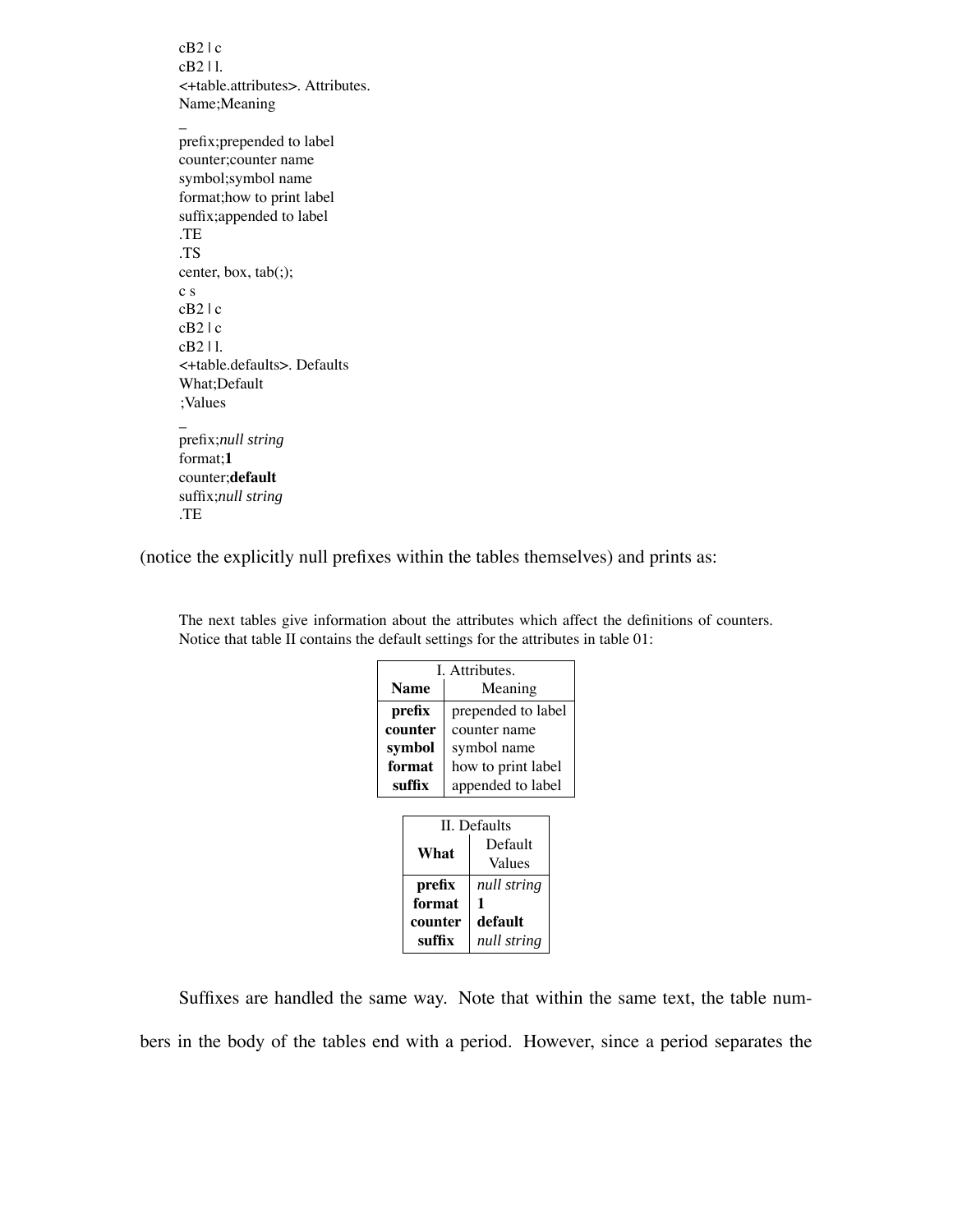```
cB2 | c
cB2 | l.
<+table.attributes>. Attributes.
Name;Meaning
_
prefix;prepended to label
counter;counter name
symbol;symbol name
format;how to print label
suffix;appended to label
.TE
.TS
center, box, tab(;);
c s
cB2 | c
cB2 | c
cB2 | l.
<+table.defaults>. Defaults
What;Default
;Values
_
prefix;null string
format;1
counter;default
suffix;null string
.TE
```

(notice the explicitly null prefixes within the tables themselves) and prints as:

> The next tables give information about the attributes which affect the definitions of counters. Notice that table II contains the default settings for the attributes in table 01:

I. Attributes.

| **Name** | Meaning |
|---|---|
| **prefix** | prepended to label |
| **counter** | counter name |
| **symbol** | symbol name |
| **format** | how to print label |
| **suffix** | appended to label |

II. Defaults

| **What** | Default Values |
|---|---|
| **prefix** | *null string* |
| **format** | **1** |
| **counter** | **default** |
| **suffix** | *null string* |

Suffixes are handled the same way. Note that within the same text, the table numbers in the body of the tables end with a period. However, since a period separates the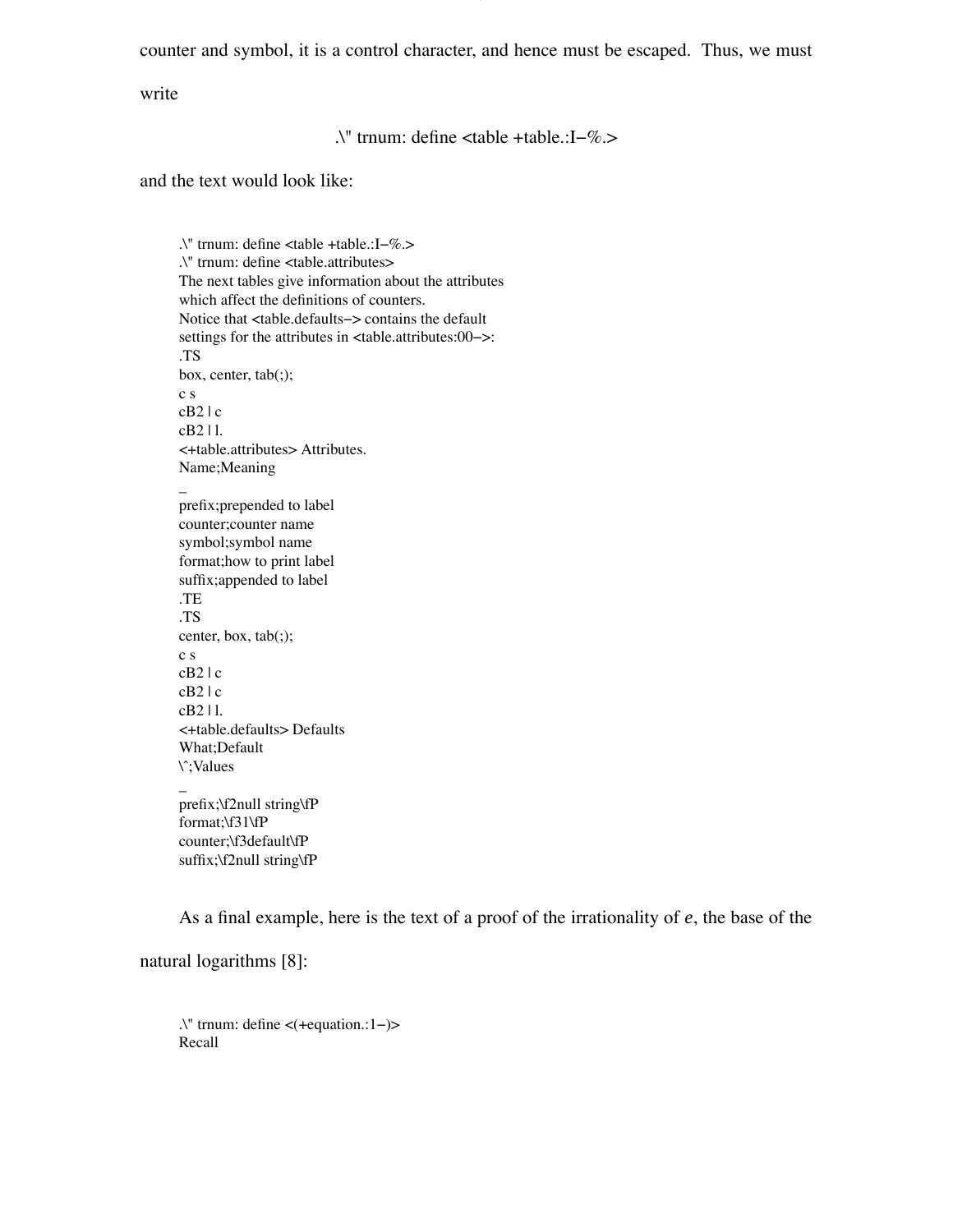counter and symbol, it is a control character, and hence must be escaped. Thus, we must write

```
.\" trnum: define <table +table.:I−%.>
```

and the text would look like:

```
.\" trnum: define <table +table.:I−%.>
.\" trnum: define <table.attributes>
The next tables give information about the attributes
which affect the definitions of counters.
Notice that <table.defaults−> contains the default
settings for the attributes in <table.attributes:00−>:
.TS
box, center, tab(;);
c s
cB2 | c
cB2 | l.
<+table.attributes> Attributes.
Name;Meaning
_
prefix;prepended to label
counter;counter name
symbol;symbol name
format;how to print label
suffix;appended to label
.TE
.TS
center, box, tab(;);
c s
cB2 | c
cB2 | c
cB2 | l.
<+table.defaults> Defaults
What;Default
\^;Values
_
prefix;\f2null string\fP
format;\f31\fP
counter;\f3default\fP
suffix;\f2null string\fP
```

As a final example, here is the text of a proof of the irrationality of *e*, the base of the natural logarithms [8]:

```
.\" trnum: define <(+equation.:1−)>
Recall
```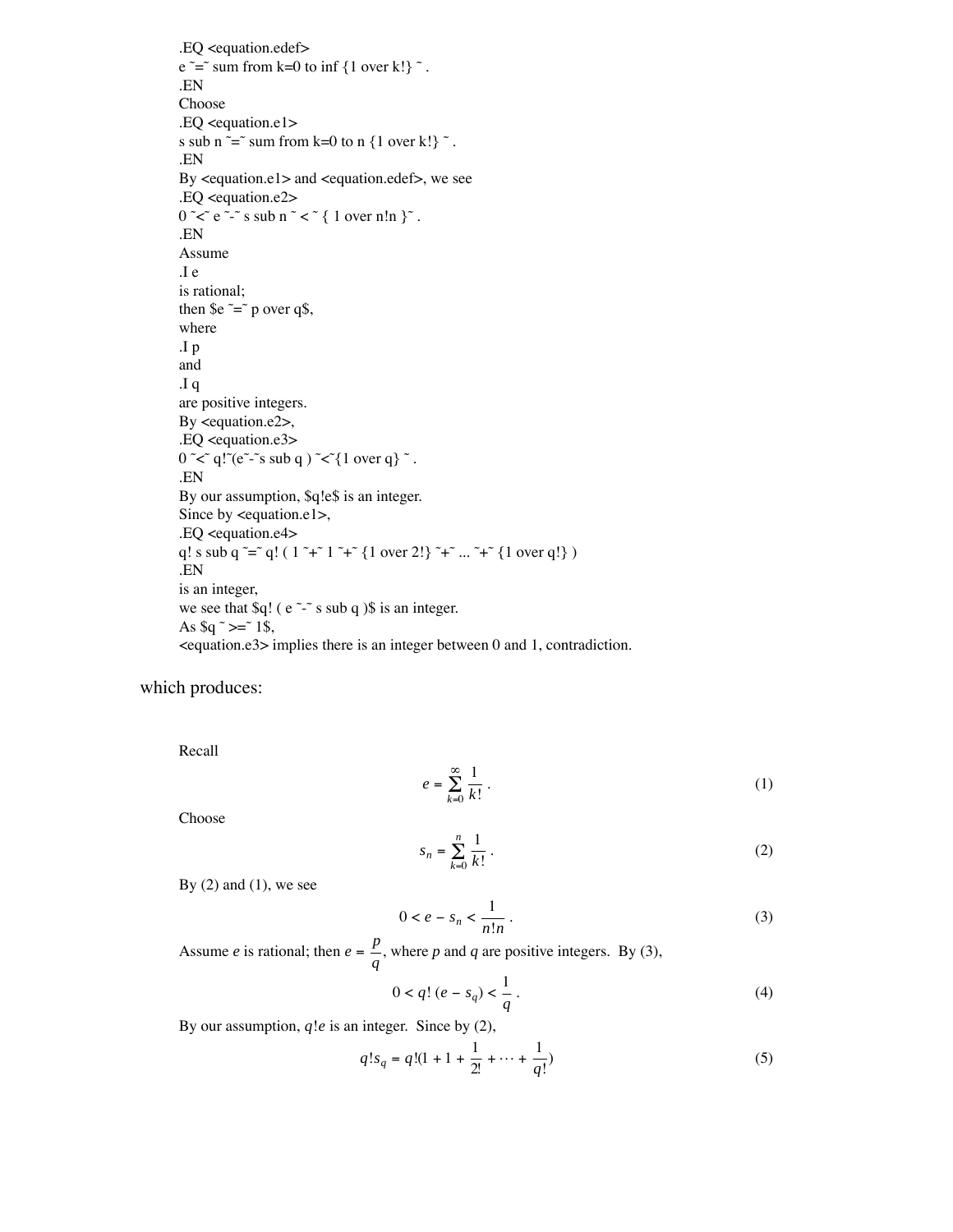```
.EQ <equation.edef>
e ~=~ sum from k=0 to inf {1 over k!} ~ .
.EN
Choose
.EQ <equation.e1>
s sub n ~=~ sum from k=0 to n {1 over k!} ~ .
.EN
By <equation.e1> and <equation.edef>, we see
.EQ <equation.e2>
0 ~<~ e ~-~ s sub n ~ < ~ { 1 over n!n }~ .
.EN
Assume
.I e
is rational;
then $e ~=~ p over q$,
where
.I p
and
.I q
are positive integers.
By <equation.e2>,
.EQ <equation.e3>
0 ~<~ q!~(e~-~s sub q ) ~<~{1 over q} ~ .
.EN
By our assumption, $q!e$ is an integer.
Since by <equation.e1>,
.EQ <equation.e4>
q! s sub q ~=~ q! ( 1 ~+~ 1 ~+~ {1 over 2!} ~+~ ... ~+~ {1 over q!} )
.EN
is an integer,
we see that $q! ( e ~-~ s sub q )$ is an integer.
As $q ~ >=~ 1$,
<equation.e3> implies there is an integer between 0 and 1, contradiction.
```

which produces:

Recall

$$e = \sum_{k=0}^{\infty} \frac{1}{k!} \; . \tag{1}$$

Choose

$$s_n = \sum_{k=0}^{n} \frac{1}{k!} \; . \tag{2}$$

By (2) and (1), we see

$$0 < e - s_n < \frac{1}{n!n} \; . \tag{3}$$

Assume $e$ is rational; then $e = \frac{p}{q}$, where $p$ and $q$ are positive integers. By (3),

$$0 < q!\,(e - s_q) < \frac{1}{q} \; . \tag{4}$$

By our assumption, $q!e$ is an integer. Since by (2),

$$q!s_q = q!(1 + 1 + \frac{1}{2!} + \cdots + \frac{1}{q!}) \tag{5}$$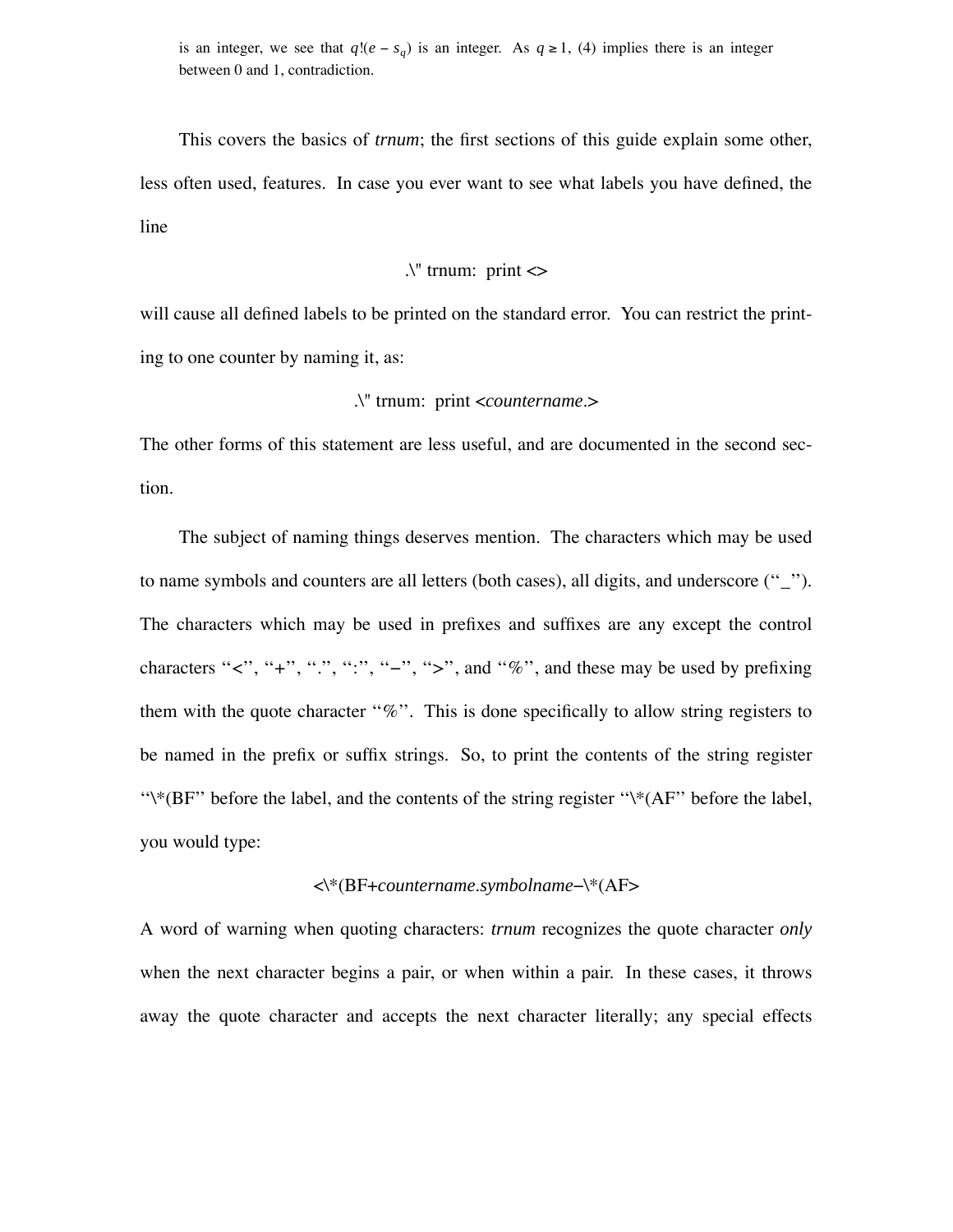is an integer, we see that $q!(e - s_q)$ is an integer. As $q \geq 1$, (4) implies there is an integer between 0 and 1, contradiction.

This covers the basics of *trnum*; the first sections of this guide explain some other, less often used, features. In case you ever want to see what labels you have defined, the line

.\" trnum: print <>

will cause all defined labels to be printed on the standard error. You can restrict the printing to one counter by naming it, as:

.\" trnum: print <*countername*.>

The other forms of this statement are less useful, and are documented in the second section.

The subject of naming things deserves mention. The characters which may be used to name symbols and counters are all letters (both cases), all digits, and underscore (‘‘_’’). The characters which may be used in prefixes and suffixes are any except the control characters ‘‘<’’, ‘‘+’’, ‘‘.’’, ‘‘:’’, ‘‘−’’, ‘‘>’’, and ‘‘%’’, and these may be used by prefixing them with the quote character ‘‘%’’. This is done specifically to allow string registers to be named in the prefix or suffix strings. So, to print the contents of the string register ‘‘\*(BF’’ before the label, and the contents of the string register ‘‘\*(AF’’ before the label, you would type:

<\*(BF+*countername*.*symbolname*−\*(AF>

A word of warning when quoting characters: *trnum* recognizes the quote character *only* when the next character begins a pair, or when within a pair. In these cases, it throws away the quote character and accepts the next character literally; any special effects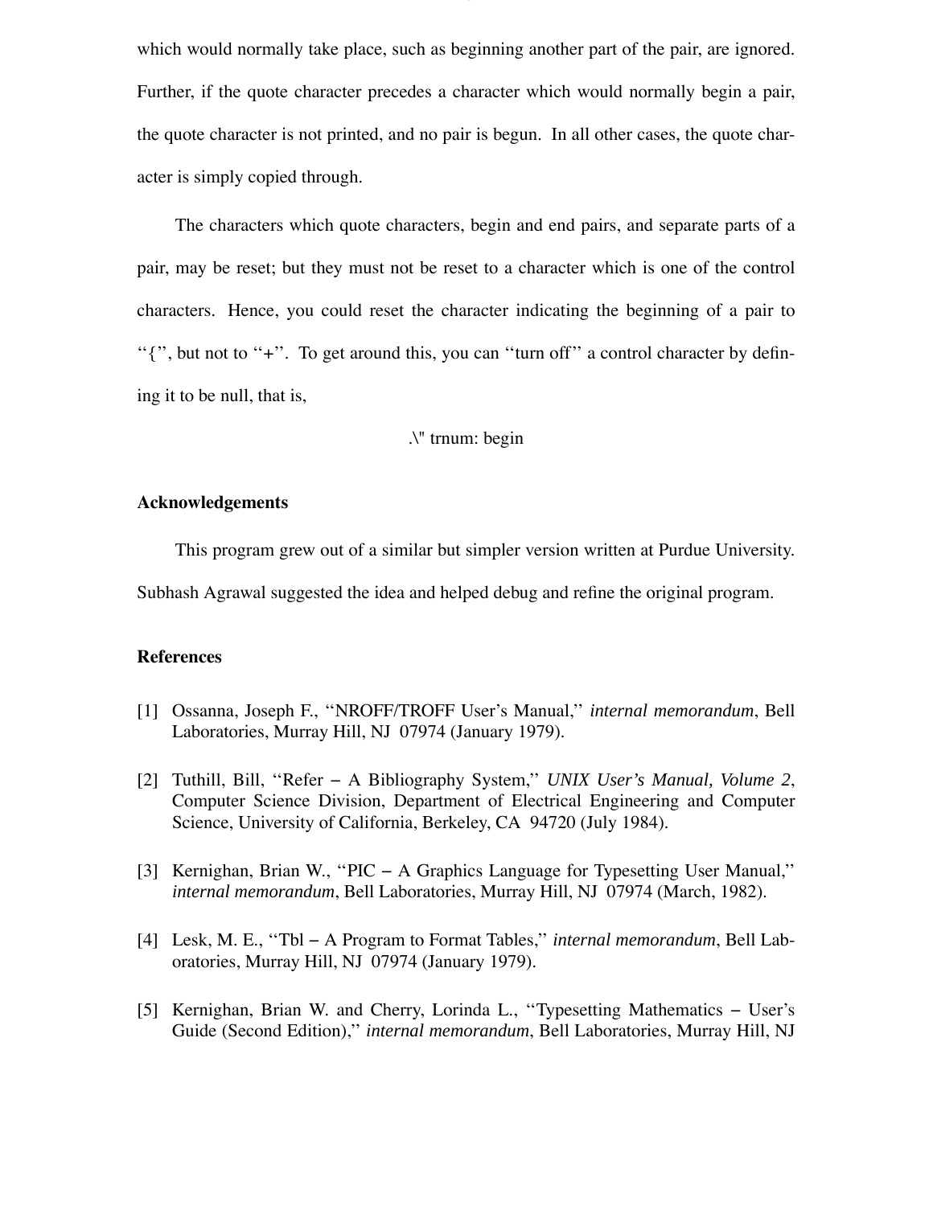which would normally take place, such as beginning another part of the pair, are ignored. Further, if the quote character precedes a character which would normally begin a pair, the quote character is not printed, and no pair is begun. In all other cases, the quote character is simply copied through.

The characters which quote characters, begin and end pairs, and separate parts of a pair, may be reset; but they must not be reset to a character which is one of the control characters. Hence, you could reset the character indicating the beginning of a pair to ‘‘{’’, but not to ‘‘+’’. To get around this, you can ‘‘turn off’’ a control character by defining it to be null, that is,

```
.\" trnum: begin
```

### Acknowledgements

This program grew out of a similar but simpler version written at Purdue University. Subhash Agrawal suggested the idea and helped debug and refine the original program.

### References

[1] Ossanna, Joseph F., ‘‘NROFF/TROFF User’s Manual,’’ *internal memorandum*, Bell Laboratories, Murray Hill, NJ 07974 (January 1979).

[2] Tuthill, Bill, ‘‘Refer − A Bibliography System,’’ *UNIX User’s Manual, Volume 2*, Computer Science Division, Department of Electrical Engineering and Computer Science, University of California, Berkeley, CA 94720 (July 1984).

[3] Kernighan, Brian W., ‘‘PIC − A Graphics Language for Typesetting User Manual,’’ *internal memorandum*, Bell Laboratories, Murray Hill, NJ 07974 (March, 1982).

[4] Lesk, M. E., ‘‘Tbl − A Program to Format Tables,’’ *internal memorandum*, Bell Laboratories, Murray Hill, NJ 07974 (January 1979).

[5] Kernighan, Brian W. and Cherry, Lorinda L., ‘‘Typesetting Mathematics − User’s Guide (Second Edition),’’ *internal memorandum*, Bell Laboratories, Murray Hill, NJ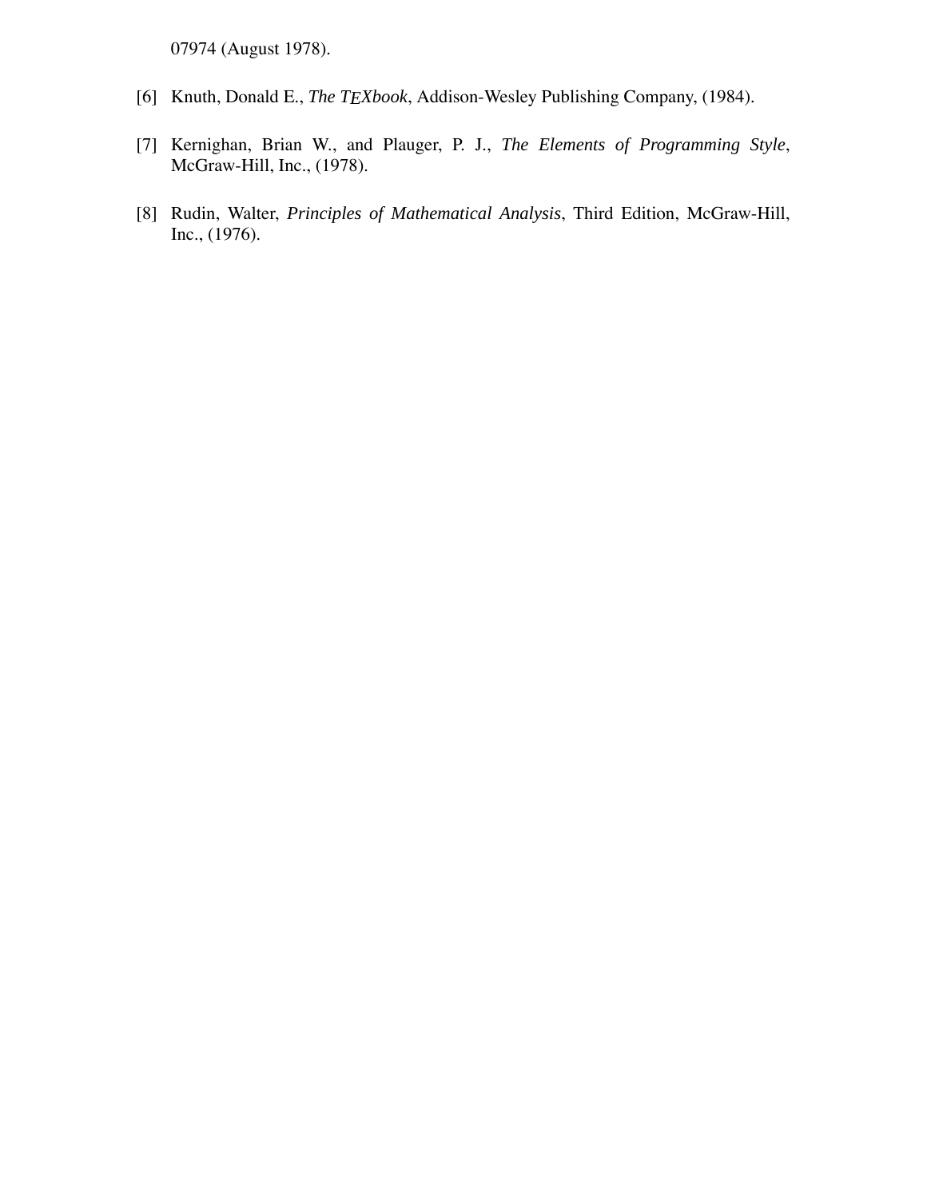07974 (August 1978).

[6] Knuth, Donald E., *The TEXbook*, Addison-Wesley Publishing Company, (1984).

[7] Kernighan, Brian W., and Plauger, P. J., *The Elements of Programming Style*, McGraw-Hill, Inc., (1978).

[8] Rudin, Walter, *Principles of Mathematical Analysis*, Third Edition, McGraw-Hill, Inc., (1976).